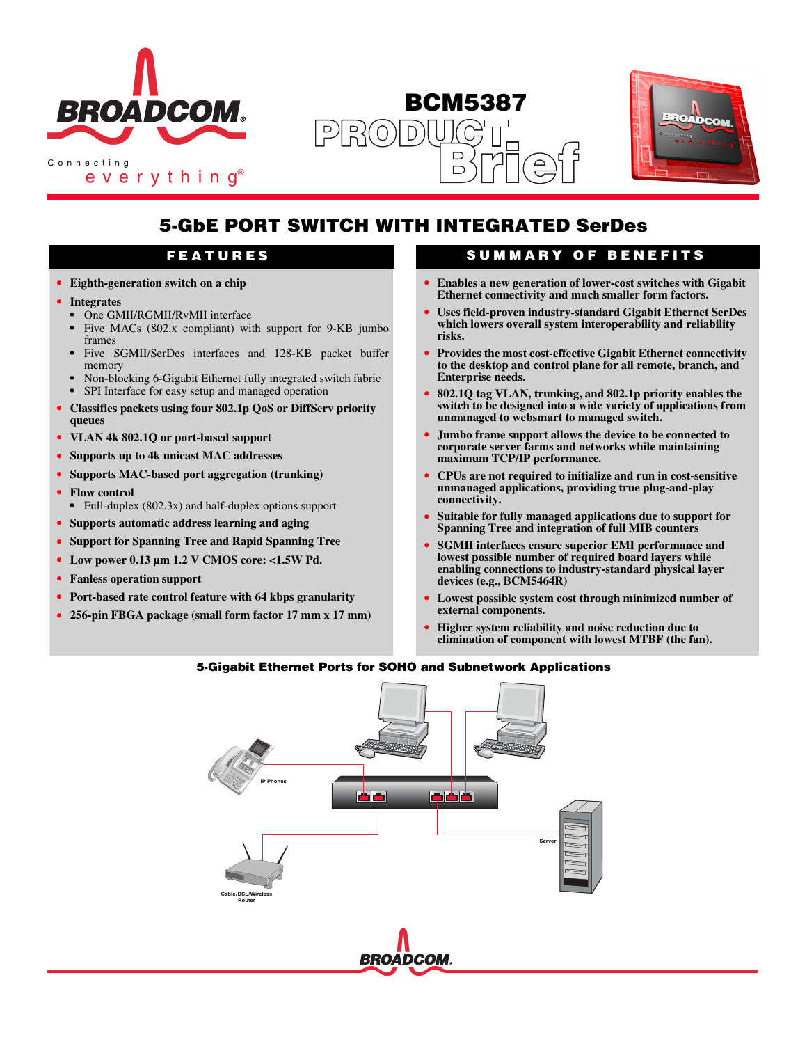# BCM5387 PRODUCT Brief

## 5-GbE PORT SWITCH WITH INTEGRATED SerDes

### FEATURES

- **Eighth-generation switch on a chip**
- **Integrates**
  - One GMII/RGMII/RvMII interface
  - Five MACs (802.x compliant) with support for 9-KB jumbo frames
  - Five SGMII/SerDes interfaces and 128-KB packet buffer memory
  - Non-blocking 6-Gigabit Ethernet fully integrated switch fabric
  - SPI Interface for easy setup and managed operation
- **Classifies packets using four 802.1p QoS or DiffServ priority queues**
- **VLAN 4k 802.1Q or port-based support**
- **Supports up to 4k unicast MAC addresses**
- **Supports MAC-based port aggregation (trunking)**
- **Flow control**
  - Full-duplex (802.3x) and half-duplex options support
- **Supports automatic address learning and aging**
- **Support for Spanning Tree and Rapid Spanning Tree**
- **Low power 0.13 µm 1.2 V CMOS core: <1.5W Pd.**
- **Fanless operation support**
- **Port-based rate control feature with 64 kbps granularity**
- **256-pin FBGA package (small form factor 17 mm x 17 mm)**

### SUMMARY OF BENEFITS

- **Enables a new generation of lower-cost switches with Gigabit Ethernet connectivity and much smaller form factors.**
- **Uses field-proven industry-standard Gigabit Ethernet SerDes which lowers overall system interoperability and reliability risks.**
- **Provides the most cost-effective Gigabit Ethernet connectivity to the desktop and control plane for all remote, branch, and Enterprise needs.**
- **802.1Q tag VLAN, trunking, and 802.1p priority enables the switch to be designed into a wide variety of applications from unmanaged to websmart to managed switch.**
- **Jumbo frame support allows the device to be connected to corporate server farms and networks while maintaining maximum TCP/IP performance.**
- **CPUs are not required to initialize and run in cost-sensitive unmanaged applications, providing true plug-and-play connectivity.**
- **Suitable for fully managed applications due to support for Spanning Tree and integration of full MIB counters**
- **SGMII interfaces ensure superior EMI performance and lowest possible number of required board layers while enabling connections to industry-standard physical layer devices (e.g., BCM5464R)**
- **Lowest possible system cost through minimized number of external components.**
- **Higher system reliability and noise reduction due to elimination of component with lowest MTBF (the fan).**

**5-Gigabit Ethernet Ports for SOHO and Subnetwork Applications**

IP Phones

Server

Cable/DSL/Wireless Router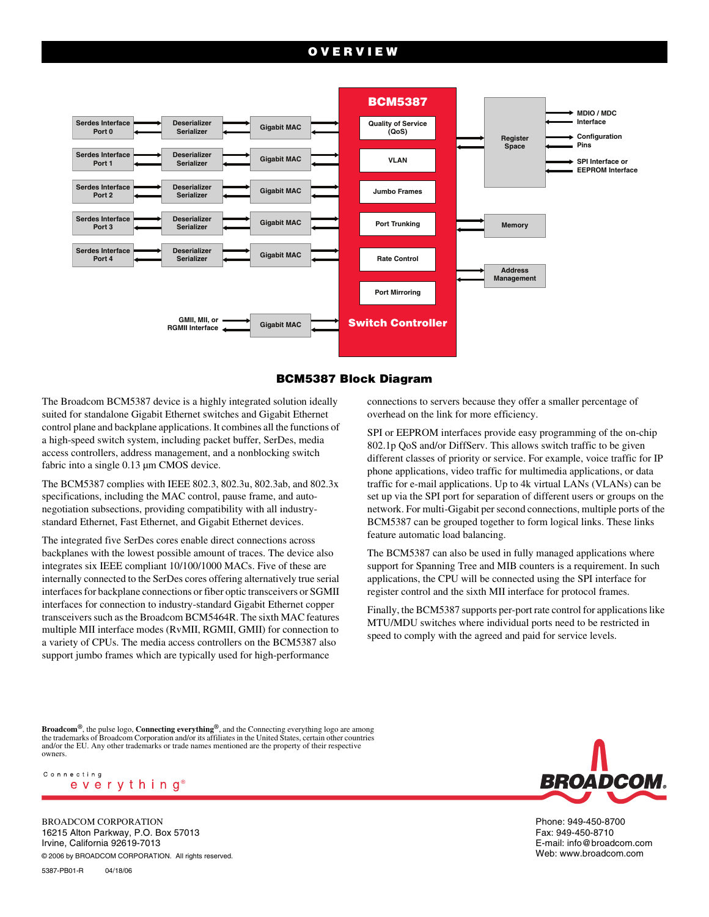# OVERVIEW

BCM5387

Serdes Interface Port 0
Serdes Interface Port 1
Serdes Interface Port 2
Serdes Interface Port 3
Serdes Interface Port 4

Deserializer Serializer
Deserializer Serializer
Deserializer Serializer
Deserializer Serializer
Deserializer Serializer

Gigabit MAC
Gigabit MAC
Gigabit MAC
Gigabit MAC
Gigabit MAC

GMII, MII, or RGMII Interface

Gigabit MAC

Quality of Service (QoS)
VLAN
Jumbo Frames
Port Trunking
Rate Control
Port Mirroring

Switch Controller

Register Space
Memory
Address Management

MDIO / MDC Interface
Configuration Pins
SPI Interface or EEPROM Interface

**BCM5387 Block Diagram**

The Broadcom BCM5387 device is a highly integrated solution ideally suited for standalone Gigabit Ethernet switches and Gigabit Ethernet control plane and backplane applications. It combines all the functions of a high-speed switch system, including packet buffer, SerDes, media access controllers, address management, and a nonblocking switch fabric into a single 0.13 µm CMOS device.

The BCM5387 complies with IEEE 802.3, 802.3u, 802.3ab, and 802.3x specifications, including the MAC control, pause frame, and auto-negotiation subsections, providing compatibility with all industry-standard Ethernet, Fast Ethernet, and Gigabit Ethernet devices.

The integrated five SerDes cores enable direct connections across backplanes with the lowest possible amount of traces. The device also integrates six IEEE compliant 10/100/1000 MACs. Five of these are internally connected to the SerDes cores offering alternatively true serial interfaces for backplane connections or fiber optic transceivers or SGMII interfaces for connection to industry-standard Gigabit Ethernet copper transceivers such as the Broadcom BCM5464R. The sixth MAC features multiple MII interface modes (RvMII, RGMII, GMII) for connection to a variety of CPUs. The media access controllers on the BCM5387 also support jumbo frames which are typically used for high-performance connections to servers because they offer a smaller percentage of overhead on the link for more efficiency.

SPI or EEPROM interfaces provide easy programming of the on-chip 802.1p QoS and/or DiffServ. This allows switch traffic to be given different classes of priority or service. For example, voice traffic for IP phone applications, video traffic for multimedia applications, or data traffic for e-mail applications. Up to 4k virtual LANs (VLANs) can be set up via the SPI port for separation of different users or groups on the network. For multi-Gigabit per second connections, multiple ports of the BCM5387 can be grouped together to form logical links. These links feature automatic load balancing.

The BCM5387 can also be used in fully managed applications where support for Spanning Tree and MIB counters is a requirement. In such applications, the CPU will be connected using the SPI interface for register control and the sixth MII interface for protocol frames.

Finally, the BCM5387 supports per-port rate control for applications like MTU/MDU switches where individual ports need to be restricted in speed to comply with the agreed and paid for service levels.

**Broadcom**®, the pulse logo, **Connecting everything**®, and the Connecting everything logo are among the trademarks of Broadcom Corporation and/or its affiliates in the United States, certain other countries and/or the EU. Any other trademarks or trade names mentioned are the property of their respective owners.

Connecting everything®

BROADCOM®

BROADCOM CORPORATION
16215 Alton Parkway, P.O. Box 57013
Irvine, California 92619-7013
© 2006 by BROADCOM CORPORATION. All rights reserved.

5387-PB01-R 04/18/06

Phone: 949-450-8700
Fax: 949-450-8710
E-mail: info@broadcom.com
Web: www.broadcom.com